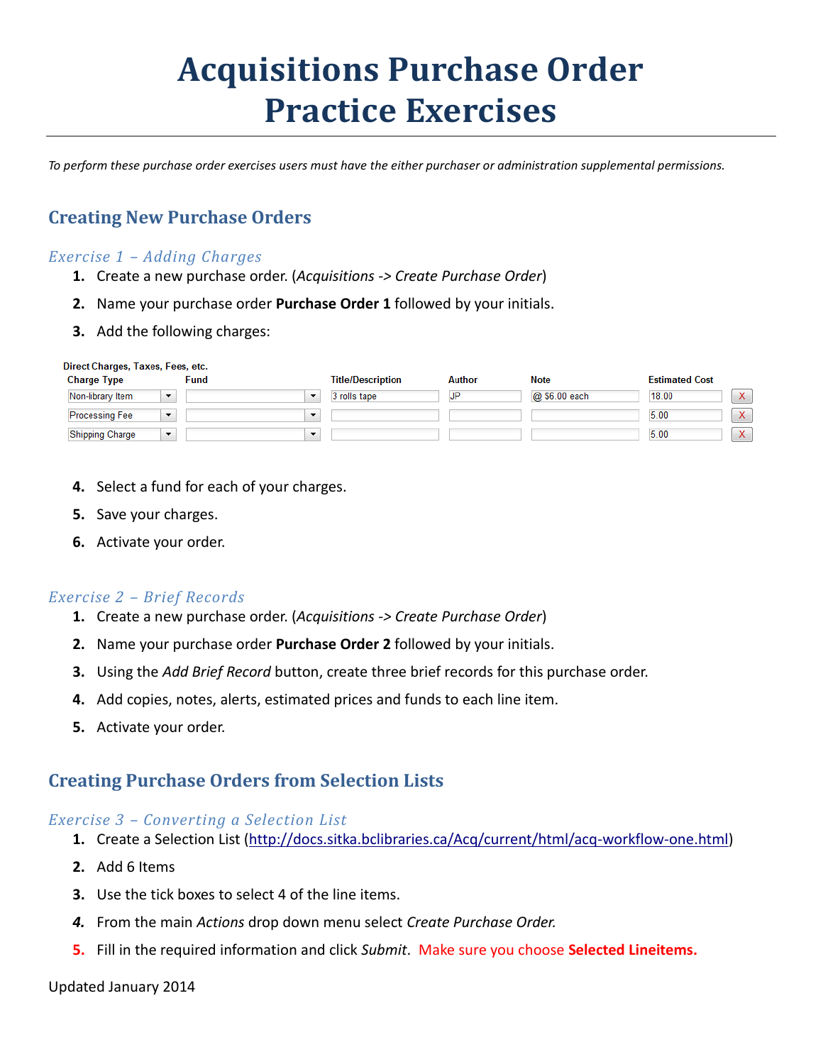# Acquisitions Purchase Order Practice Exercises

*To perform these purchase order exercises users must have the either purchaser or administration supplemental permissions.*

## Creating New Purchase Orders

### *Exercise 1 – Adding Charges*

1. Create a new purchase order. (*Acquisitions -> Create Purchase Order*)
2. Name your purchase order **Purchase Order 1** followed by your initials.
3. Add the following charges:

Direct Charges, Taxes, Fees, etc.

| Charge Type | Fund | Title/Description | Author | Note | Estimated Cost | |
|---|---|---|---|---|---|---|
| Non-library Item | | 3 rolls tape | JP | @ $6.00 each | 18.00 | X |
| Processing Fee | | | | | 5.00 | X |
| Shipping Charge | | | | | 5.00 | X |

4. Select a fund for each of your charges.
5. Save your charges.
6. Activate your order.

### *Exercise 2 – Brief Records*

1. Create a new purchase order. (*Acquisitions -> Create Purchase Order*)
2. Name your purchase order **Purchase Order 2** followed by your initials.
3. Using the *Add Brief Record* button, create three brief records for this purchase order.
4. Add copies, notes, alerts, estimated prices and funds to each line item.
5. Activate your order.

## Creating Purchase Orders from Selection Lists

### *Exercise 3 – Converting a Selection List*

1. Create a Selection List (http://docs.sitka.bclibraries.ca/Acq/current/html/acq-workflow-one.html)
2. Add 6 Items
3. Use the tick boxes to select 4 of the line items.
4. From the main *Actions* drop down menu select *Create Purchase Order.*
5. Fill in the required information and click *Submit*. Make sure you choose **Selected Lineitems.**

Updated January 2014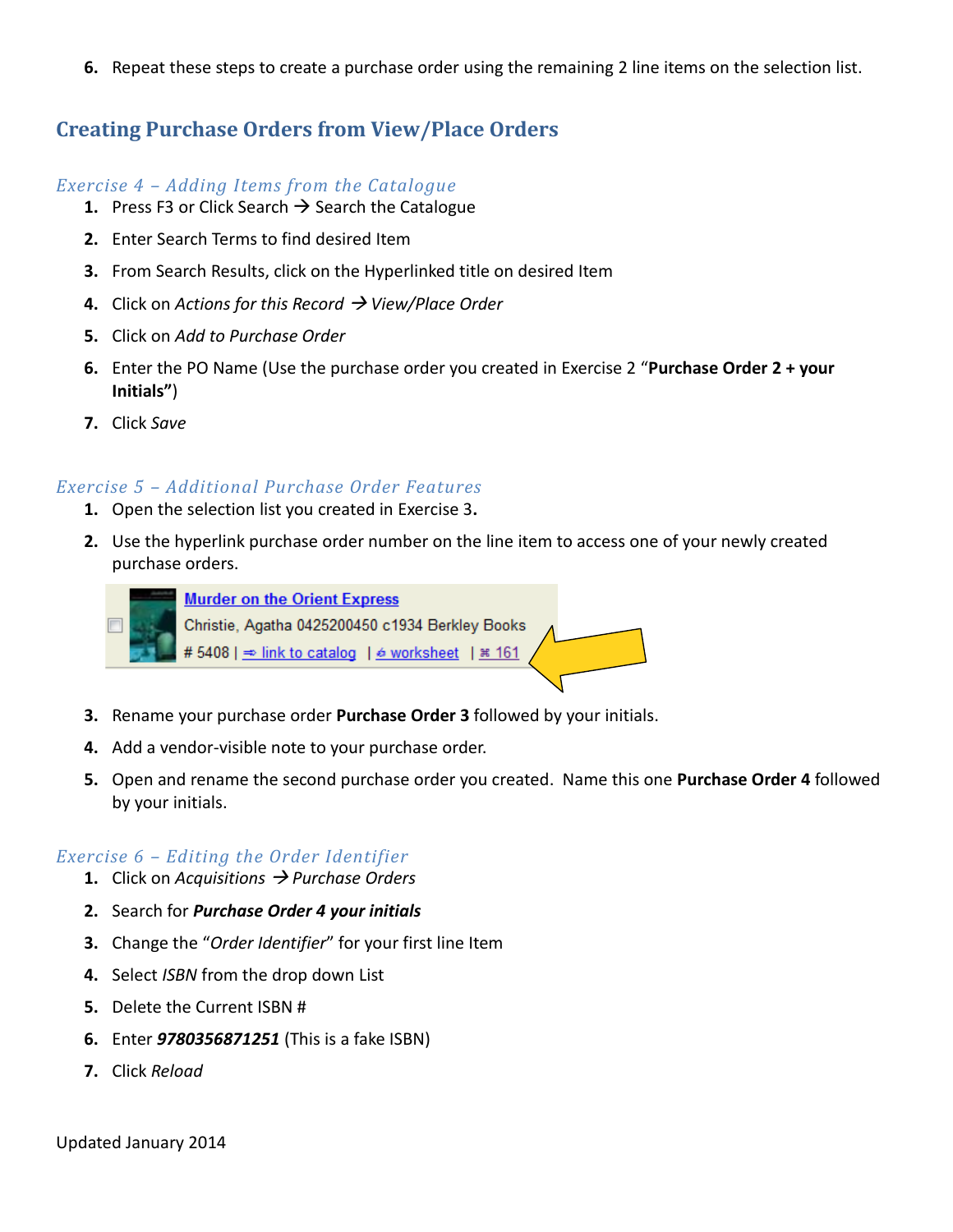6. Repeat these steps to create a purchase order using the remaining 2 line items on the selection list.

## Creating Purchase Orders from View/Place Orders

### *Exercise 4 – Adding Items from the Catalogue*

1. Press F3 or Click Search → Search the Catalogue
2. Enter Search Terms to find desired Item
3. From Search Results, click on the Hyperlinked title on desired Item
4. Click on *Actions for this Record* → *View/Place Order*
5. Click on *Add to Purchase Order*
6. Enter the PO Name (Use the purchase order you created in Exercise 2 "**Purchase Order 2 + your Initials"**)
7. Click *Save*

### *Exercise 5 – Additional Purchase Order Features*

1. Open the selection list you created in Exercise 3**.**
2. Use the hyperlink purchase order number on the line item to access one of your newly created purchase orders.

   Murder on the Orient Express
   Christie, Agatha 0425200450 c1934 Berkley Books
   # 5408 | link to catalog | worksheet | 161

3. Rename your purchase order **Purchase Order 3** followed by your initials.
4. Add a vendor-visible note to your purchase order.
5. Open and rename the second purchase order you created. Name this one **Purchase Order 4** followed by your initials.

### *Exercise 6 – Editing the Order Identifier*

1. Click on *Acquisitions* → *Purchase Orders*
2. Search for ***Purchase Order 4 your initials***
3. Change the "*Order Identifier*" for your first line Item
4. Select *ISBN* from the drop down List
5. Delete the Current ISBN #
6. Enter ***9780356871251*** (This is a fake ISBN)
7. Click *Reload*

Updated January 2014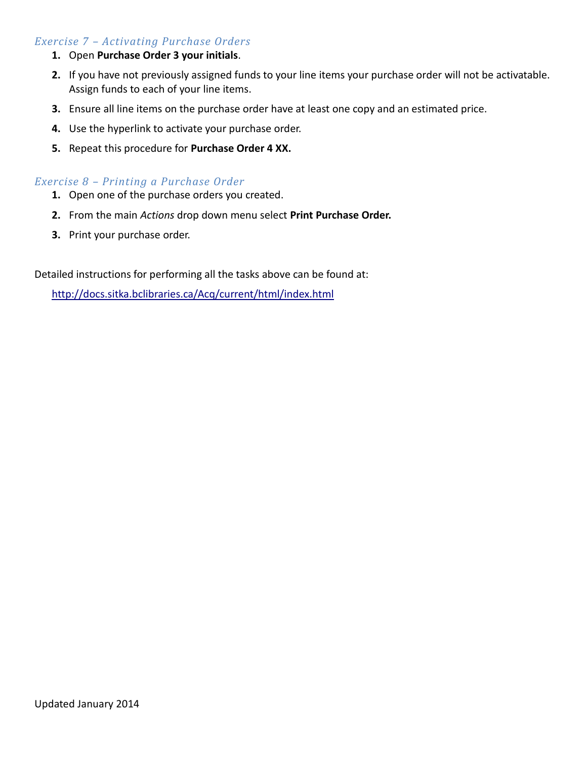### *Exercise 7 – Activating Purchase Orders*

1. Open **Purchase Order 3 your initials**.
2. If you have not previously assigned funds to your line items your purchase order will not be activatable. Assign funds to each of your line items.
3. Ensure all line items on the purchase order have at least one copy and an estimated price.
4. Use the hyperlink to activate your purchase order.
5. Repeat this procedure for **Purchase Order 4 XX.**

### *Exercise 8 – Printing a Purchase Order*

1. Open one of the purchase orders you created.
2. From the main *Actions* drop down menu select **Print Purchase Order.**
3. Print your purchase order.

Detailed instructions for performing all the tasks above can be found at:

http://docs.sitka.bclibraries.ca/Acq/current/html/index.html

Updated January 2014